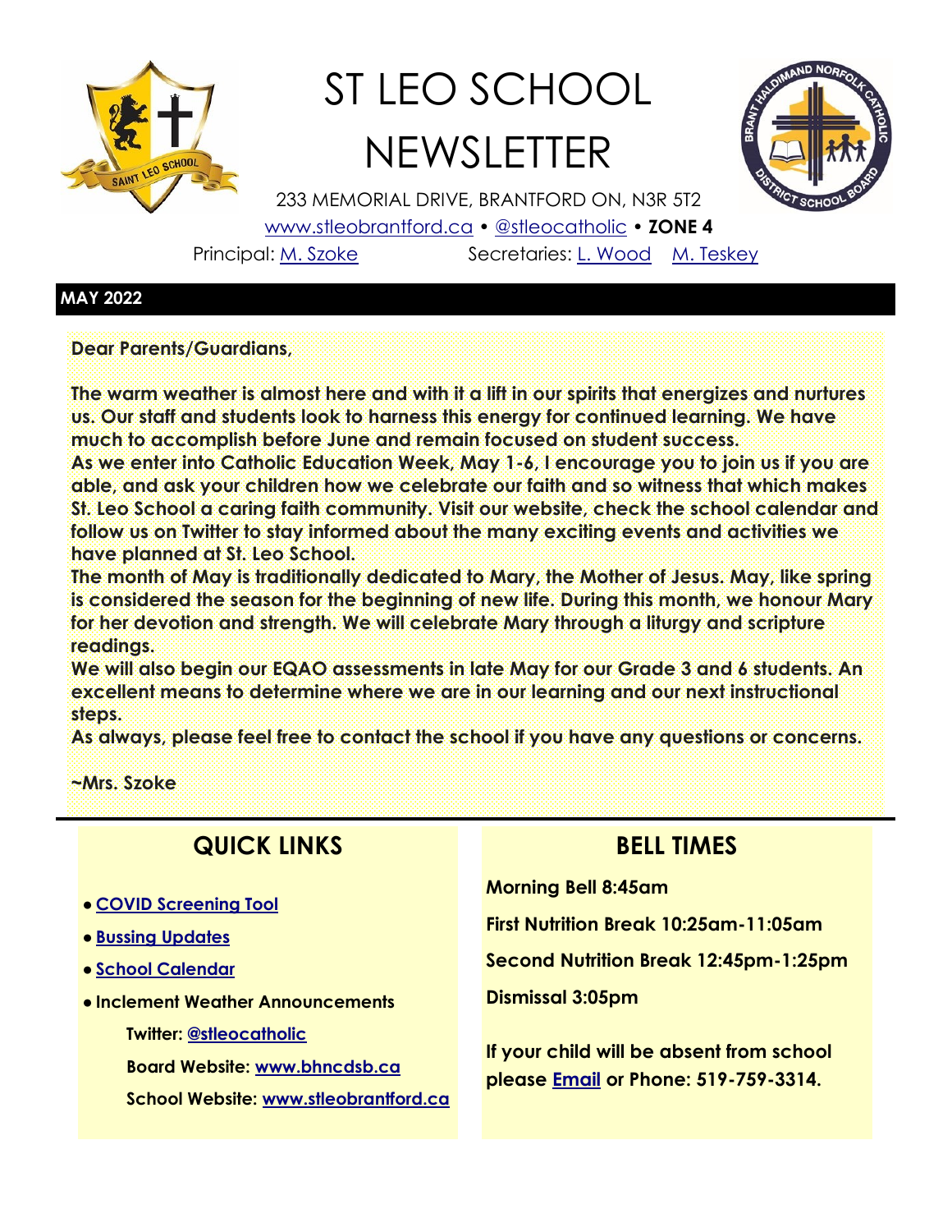# ST LEO SCHOOL NEWSLETTER

233 MEMORIAL DRIVE, BRANTFORD ON, N3R 5T2

www.stleobrantford.ca • @stleocatholic • **ZONE 4**

Principal: M. Szoke Secretaries: L. Wood M. Teskey

## MAY 2022

**Dear Parents/Guardians,**

**The warm weather is almost here and with it a lift in our spirits that energizes and nurtures us. Our staff and students look to harness this energy for continued learning. We have much to accomplish before June and remain focused on student success.**

**As we enter into Catholic Education Week, May 1-6, I encourage you to join us if you are able, and ask your children how we celebrate our faith and so witness that which makes St. Leo School a caring faith community. Visit our website, check the school calendar and follow us on Twitter to stay informed about the many exciting events and activities we have planned at St. Leo School.**

**The month of May is traditionally dedicated to Mary, the Mother of Jesus. May, like spring is considered the season for the beginning of new life. During this month, we honour Mary for her devotion and strength. We will celebrate Mary through a liturgy and scripture readings.**

**We will also begin our EQAO assessments in late May for our Grade 3 and 6 students. An excellent means to determine where we are in our learning and our next instructional steps.**

**As always, please feel free to contact the school if you have any questions or concerns.**

**~Mrs. Szoke**

## QUICK LINKS

- **COVID Screening Tool**
- **Bussing Updates**
- **School Calendar**
- **Inclement Weather Announcements**
  - **Twitter: @stleocatholic**
  - **Board Website: www.bhncdsb.ca**
  - **School Website: www.stleobrantford.ca**

## BELL TIMES

**Morning Bell 8:45am**

**First Nutrition Break 10:25am-11:05am**

**Second Nutrition Break 12:45pm-1:25pm**

**Dismissal 3:05pm**

**If your child will be absent from school please Email or Phone: 519-759-3314.**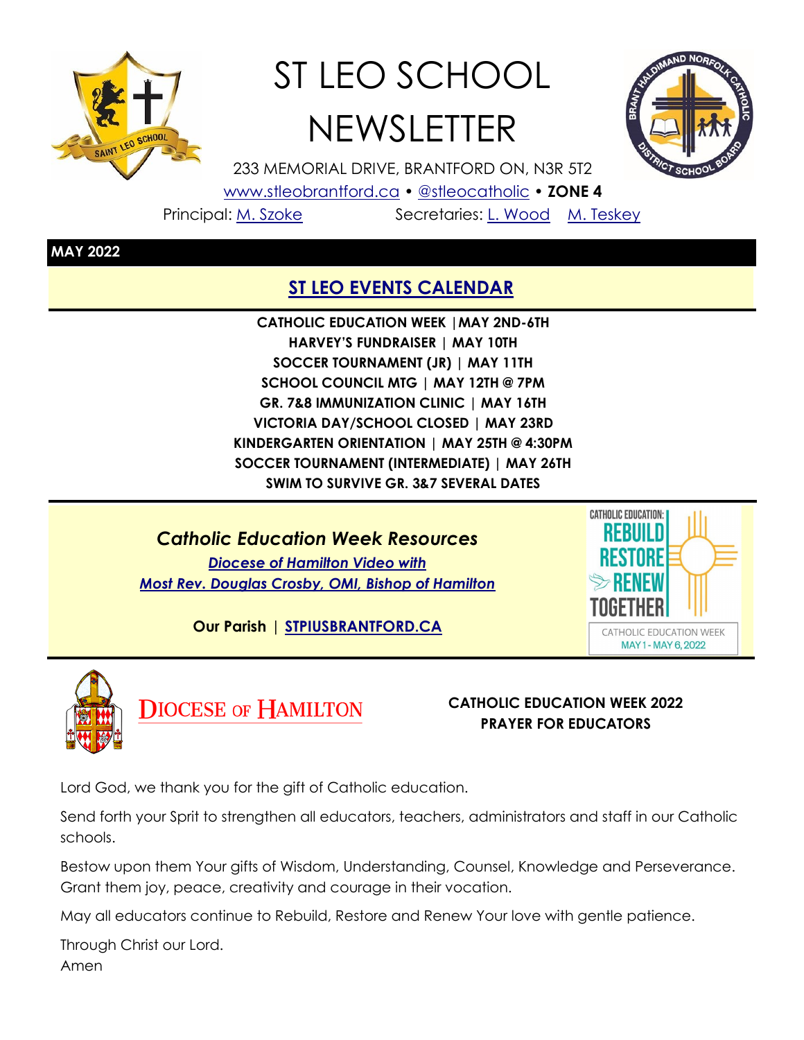# ST LEO SCHOOL NEWSLETTER

233 MEMORIAL DRIVE, BRANTFORD ON, N3R 5T2

www.stleobrantford.ca • @stleocatholic • **ZONE 4**

Principal: M. Szoke Secretaries: L. Wood M. Teskey

**MAY 2022**

## ST LEO EVENTS CALENDAR

**CATHOLIC EDUCATION WEEK | MAY 2ND-6TH**
**HARVEY'S FUNDRAISER | MAY 10TH**
**SOCCER TOURNAMENT (JR) | MAY 11TH**
**SCHOOL COUNCIL MTG | MAY 12TH @ 7PM**
**GR. 7&8 IMMUNIZATION CLINIC | MAY 16TH**
**VICTORIA DAY/SCHOOL CLOSED | MAY 23RD**
**KINDERGARTEN ORIENTATION | MAY 25TH @ 4:30PM**
**SOCCER TOURNAMENT (INTERMEDIATE) | MAY 26TH**
**SWIM TO SURVIVE GR. 3&7 SEVERAL DATES**

### *Catholic Education Week Resources*

***Diocese of Hamilton Video with***
***Most Rev. Douglas Crosby, OMI, Bishop of Hamilton***

**Our Parish | STPIUSBRANTFORD.CA**

CATHOLIC EDUCATION: REBUILD RESTORE RENEW TOGETHER
CATHOLIC EDUCATION WEEK
MAY 1 - MAY 6, 2022

DIOCESE OF HAMILTON

**CATHOLIC EDUCATION WEEK 2022**
**PRAYER FOR EDUCATORS**

Lord God, we thank you for the gift of Catholic education.

Send forth your Sprit to strengthen all educators, teachers, administrators and staff in our Catholic schools.

Bestow upon them Your gifts of Wisdom, Understanding, Counsel, Knowledge and Perseverance. Grant them joy, peace, creativity and courage in their vocation.

May all educators continue to Rebuild, Restore and Renew Your love with gentle patience.

Through Christ our Lord.
Amen